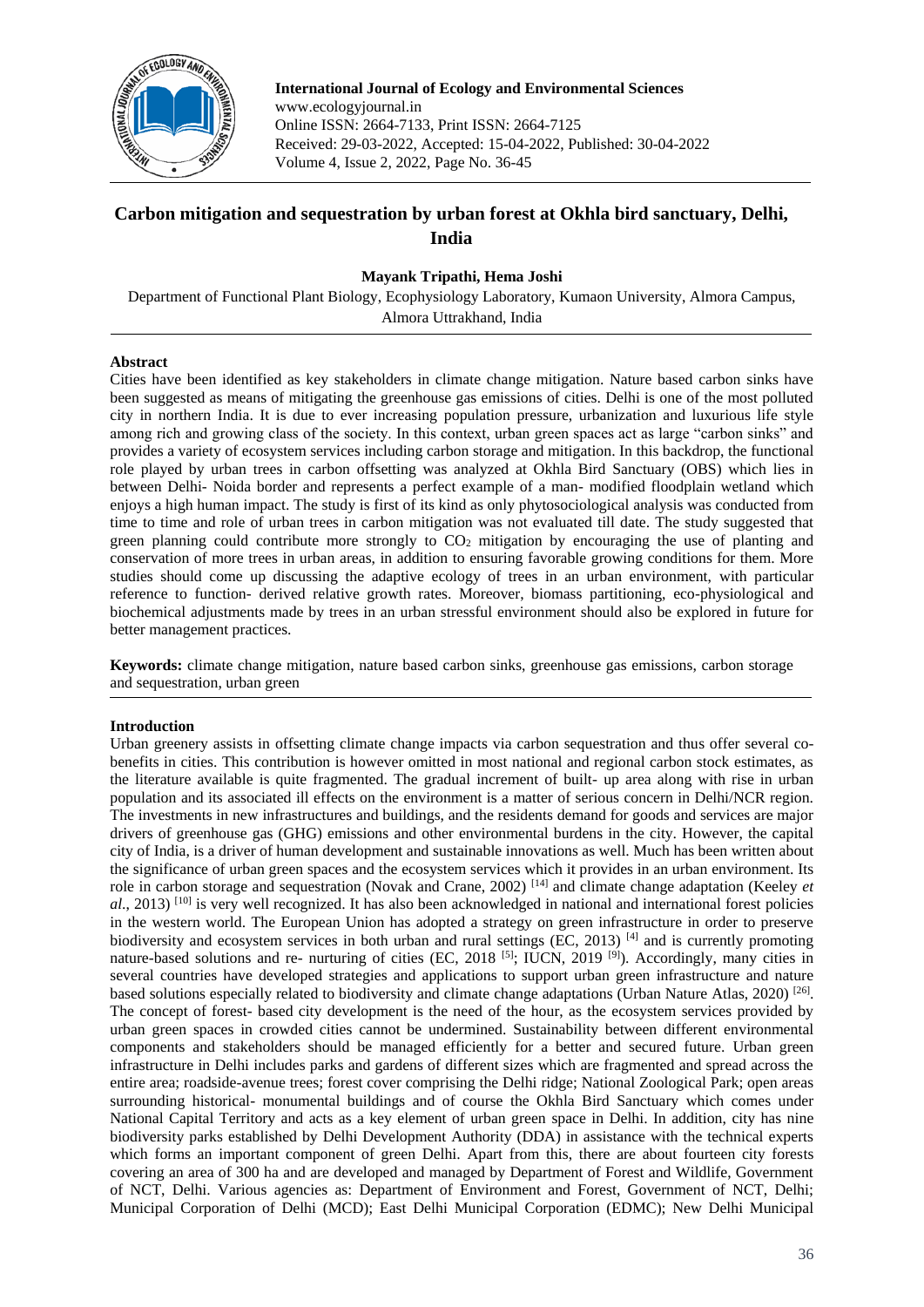International Journal of Ecology and Environmental Sciences
www.ecologyjournal.in
Online ISSN: 2664-7133, Print ISSN: 2664-7125
Received: 29-03-2022, Accepted: 15-04-2022, Published: 30-04-2022
Volume 4, Issue 2, 2022, Page No. 36-45

# Carbon mitigation and sequestration by urban forest at Okhla bird sanctuary, Delhi, India

**Mayank Tripathi, Hema Joshi**

Department of Functional Plant Biology, Ecophysiology Laboratory, Kumaon University, Almora Campus, Almora Uttrakhand, India

## Abstract

Cities have been identified as key stakeholders in climate change mitigation. Nature based carbon sinks have been suggested as means of mitigating the greenhouse gas emissions of cities. Delhi is one of the most polluted city in northern India. It is due to ever increasing population pressure, urbanization and luxurious life style among rich and growing class of the society. In this context, urban green spaces act as large "carbon sinks" and provides a variety of ecosystem services including carbon storage and mitigation. In this backdrop, the functional role played by urban trees in carbon offsetting was analyzed at Okhla Bird Sanctuary (OBS) which lies in between Delhi- Noida border and represents a perfect example of a man- modified floodplain wetland which enjoys a high human impact. The study is first of its kind as only phytosociological analysis was conducted from time to time and role of urban trees in carbon mitigation was not evaluated till date. The study suggested that green planning could contribute more strongly to $CO_2$ mitigation by encouraging the use of planting and conservation of more trees in urban areas, in addition to ensuring favorable growing conditions for them. More studies should come up discussing the adaptive ecology of trees in an urban environment, with particular reference to function- derived relative growth rates. Moreover, biomass partitioning, eco-physiological and biochemical adjustments made by trees in an urban stressful environment should also be explored in future for better management practices.

**Keywords:** climate change mitigation, nature based carbon sinks, greenhouse gas emissions, carbon storage and sequestration, urban green

## Introduction

Urban greenery assists in offsetting climate change impacts via carbon sequestration and thus offer several co-benefits in cities. This contribution is however omitted in most national and regional carbon stock estimates, as the literature available is quite fragmented. The gradual increment of built- up area along with rise in urban population and its associated ill effects on the environment is a matter of serious concern in Delhi/NCR region. The investments in new infrastructures and buildings, and the residents demand for goods and services are major drivers of greenhouse gas (GHG) emissions and other environmental burdens in the city. However, the capital city of India, is a driver of human development and sustainable innovations as well. Much has been written about the significance of urban green spaces and the ecosystem services which it provides in an urban environment. Its role in carbon storage and sequestration (Novak and Crane, 2002) [14] and climate change adaptation (Keeley *et al*., 2013) [10] is very well recognized. It has also been acknowledged in national and international forest policies in the western world. The European Union has adopted a strategy on green infrastructure in order to preserve biodiversity and ecosystem services in both urban and rural settings (EC, 2013) [4] and is currently promoting nature-based solutions and re- nurturing of cities (EC, 2018 [5]; IUCN, 2019 [9]). Accordingly, many cities in several countries have developed strategies and applications to support urban green infrastructure and nature based solutions especially related to biodiversity and climate change adaptations (Urban Nature Atlas, 2020) [26]. The concept of forest- based city development is the need of the hour, as the ecosystem services provided by urban green spaces in crowded cities cannot be undermined. Sustainability between different environmental components and stakeholders should be managed efficiently for a better and secured future. Urban green infrastructure in Delhi includes parks and gardens of different sizes which are fragmented and spread across the entire area; roadside-avenue trees; forest cover comprising the Delhi ridge; National Zoological Park; open areas surrounding historical- monumental buildings and of course the Okhla Bird Sanctuary which comes under National Capital Territory and acts as a key element of urban green space in Delhi. In addition, city has nine biodiversity parks established by Delhi Development Authority (DDA) in assistance with the technical experts which forms an important component of green Delhi. Apart from this, there are about fourteen city forests covering an area of 300 ha and are developed and managed by Department of Forest and Wildlife, Government of NCT, Delhi. Various agencies as: Department of Environment and Forest, Government of NCT, Delhi; Municipal Corporation of Delhi (MCD); East Delhi Municipal Corporation (EDMC); New Delhi Municipal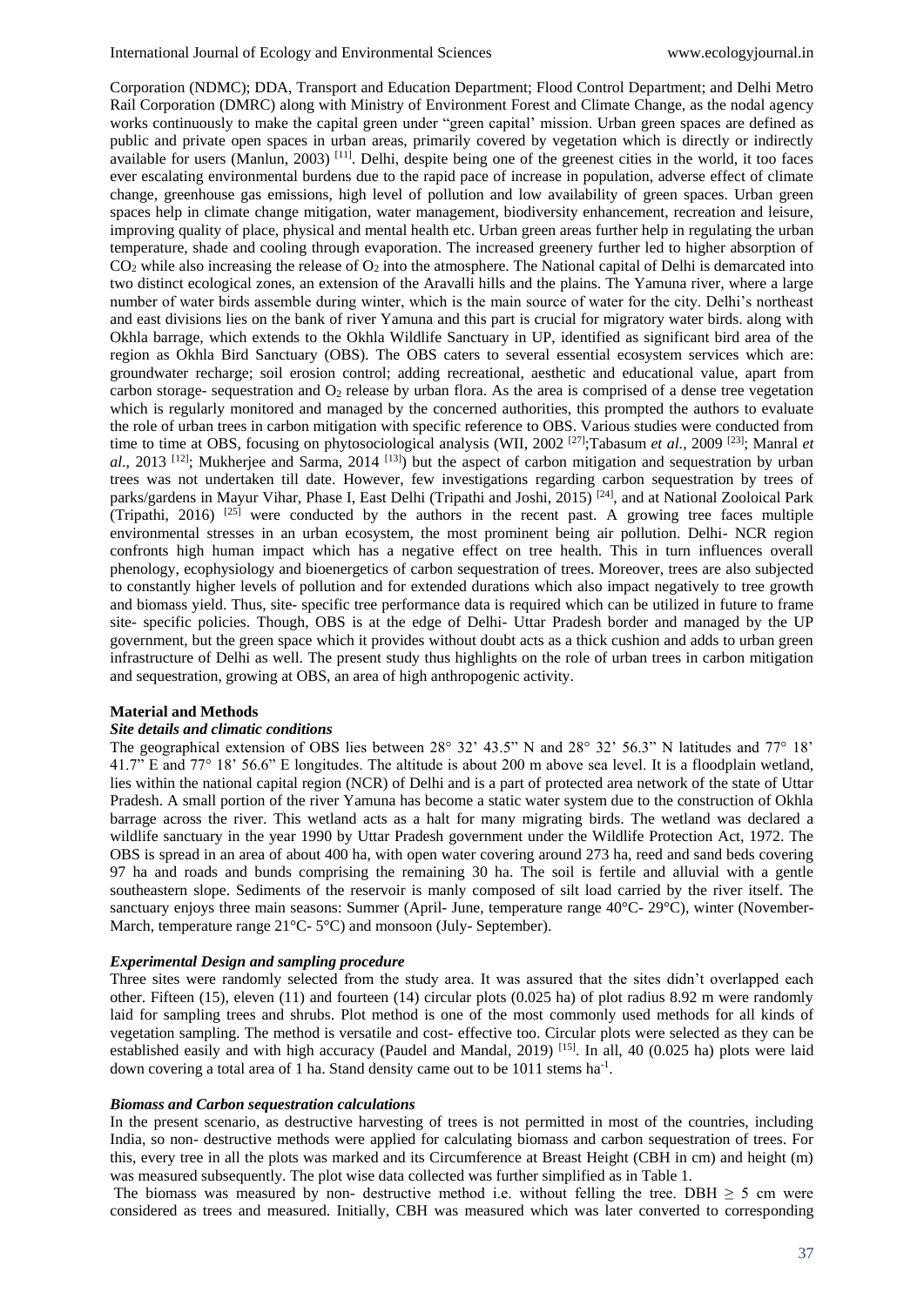Corporation (NDMC); DDA, Transport and Education Department; Flood Control Department; and Delhi Metro Rail Corporation (DMRC) along with Ministry of Environment Forest and Climate Change, as the nodal agency works continuously to make the capital green under "green capital' mission. Urban green spaces are defined as public and private open spaces in urban areas, primarily covered by vegetation which is directly or indirectly available for users (Manlun, 2003) [11]. Delhi, despite being one of the greenest cities in the world, it too faces ever escalating environmental burdens due to the rapid pace of increase in population, adverse effect of climate change, greenhouse gas emissions, high level of pollution and low availability of green spaces. Urban green spaces help in climate change mitigation, water management, biodiversity enhancement, recreation and leisure, improving quality of place, physical and mental health etc. Urban green areas further help in regulating the urban temperature, shade and cooling through evaporation. The increased greenery further led to higher absorption of $CO_2$ while also increasing the release of $O_2$ into the atmosphere. The National capital of Delhi is demarcated into two distinct ecological zones, an extension of the Aravalli hills and the plains. The Yamuna river, where a large number of water birds assemble during winter, which is the main source of water for the city. Delhi's northeast and east divisions lies on the bank of river Yamuna and this part is crucial for migratory water birds. along with Okhla barrage, which extends to the Okhla Wildlife Sanctuary in UP, identified as significant bird area of the region as Okhla Bird Sanctuary (OBS). The OBS caters to several essential ecosystem services which are: groundwater recharge; soil erosion control; adding recreational, aesthetic and educational value, apart from carbon storage- sequestration and $O_2$ release by urban flora. As the area is comprised of a dense tree vegetation which is regularly monitored and managed by the concerned authorities, this prompted the authors to evaluate the role of urban trees in carbon mitigation with specific reference to OBS. Various studies were conducted from time to time at OBS, focusing on phytosociological analysis (WII, 2002 [27];Tabasum *et al.*, 2009 [23]; Manral *et al*., 2013 [12]; Mukherjee and Sarma, 2014 [13]) but the aspect of carbon mitigation and sequestration by urban trees was not undertaken till date. However, few investigations regarding carbon sequestration by trees of parks/gardens in Mayur Vihar, Phase I, East Delhi (Tripathi and Joshi, 2015) [24], and at National Zooloical Park (Tripathi, 2016) [25] were conducted by the authors in the recent past. A growing tree faces multiple environmental stresses in an urban ecosystem, the most prominent being air pollution. Delhi- NCR region confronts high human impact which has a negative effect on tree health. This in turn influences overall phenology, ecophysiology and bioenergetics of carbon sequestration of trees. Moreover, trees are also subjected to constantly higher levels of pollution and for extended durations which also impact negatively to tree growth and biomass yield. Thus, site- specific tree performance data is required which can be utilized in future to frame site- specific policies. Though, OBS is at the edge of Delhi- Uttar Pradesh border and managed by the UP government, but the green space which it provides without doubt acts as a thick cushion and adds to urban green infrastructure of Delhi as well. The present study thus highlights on the role of urban trees in carbon mitigation and sequestration, growing at OBS, an area of high anthropogenic activity.

## Material and Methods

### *Site details and climatic conditions*

The geographical extension of OBS lies between 28° 32' 43.5" N and 28° 32' 56.3" N latitudes and 77° 18' 41.7" E and 77° 18' 56.6" E longitudes. The altitude is about 200 m above sea level. It is a floodplain wetland, lies within the national capital region (NCR) of Delhi and is a part of protected area network of the state of Uttar Pradesh. A small portion of the river Yamuna has become a static water system due to the construction of Okhla barrage across the river. This wetland acts as a halt for many migrating birds. The wetland was declared a wildlife sanctuary in the year 1990 by Uttar Pradesh government under the Wildlife Protection Act, 1972. The OBS is spread in an area of about 400 ha, with open water covering around 273 ha, reed and sand beds covering 97 ha and roads and bunds comprising the remaining 30 ha. The soil is fertile and alluvial with a gentle southeastern slope. Sediments of the reservoir is manly composed of silt load carried by the river itself. The sanctuary enjoys three main seasons: Summer (April- June, temperature range 40°C- 29°C), winter (November-March, temperature range 21°C- 5°C) and monsoon (July- September).

### *Experimental Design and sampling procedure*

Three sites were randomly selected from the study area. It was assured that the sites didn't overlapped each other. Fifteen (15), eleven (11) and fourteen (14) circular plots (0.025 ha) of plot radius 8.92 m were randomly laid for sampling trees and shrubs. Plot method is one of the most commonly used methods for all kinds of vegetation sampling. The method is versatile and cost- effective too. Circular plots were selected as they can be established easily and with high accuracy (Paudel and Mandal, 2019) [15]. In all, 40 (0.025 ha) plots were laid down covering a total area of 1 ha. Stand density came out to be 1011 stems ha$^{-1}$.

### *Biomass and Carbon sequestration calculations*

In the present scenario, as destructive harvesting of trees is not permitted in most of the countries, including India, so non- destructive methods were applied for calculating biomass and carbon sequestration of trees. For this, every tree in all the plots was marked and its Circumference at Breast Height (CBH in cm) and height (m) was measured subsequently. The plot wise data collected was further simplified as in Table 1.

The biomass was measured by non- destructive method i.e. without felling the tree. DBH $\geq$ 5 cm were considered as trees and measured. Initially, CBH was measured which was later converted to corresponding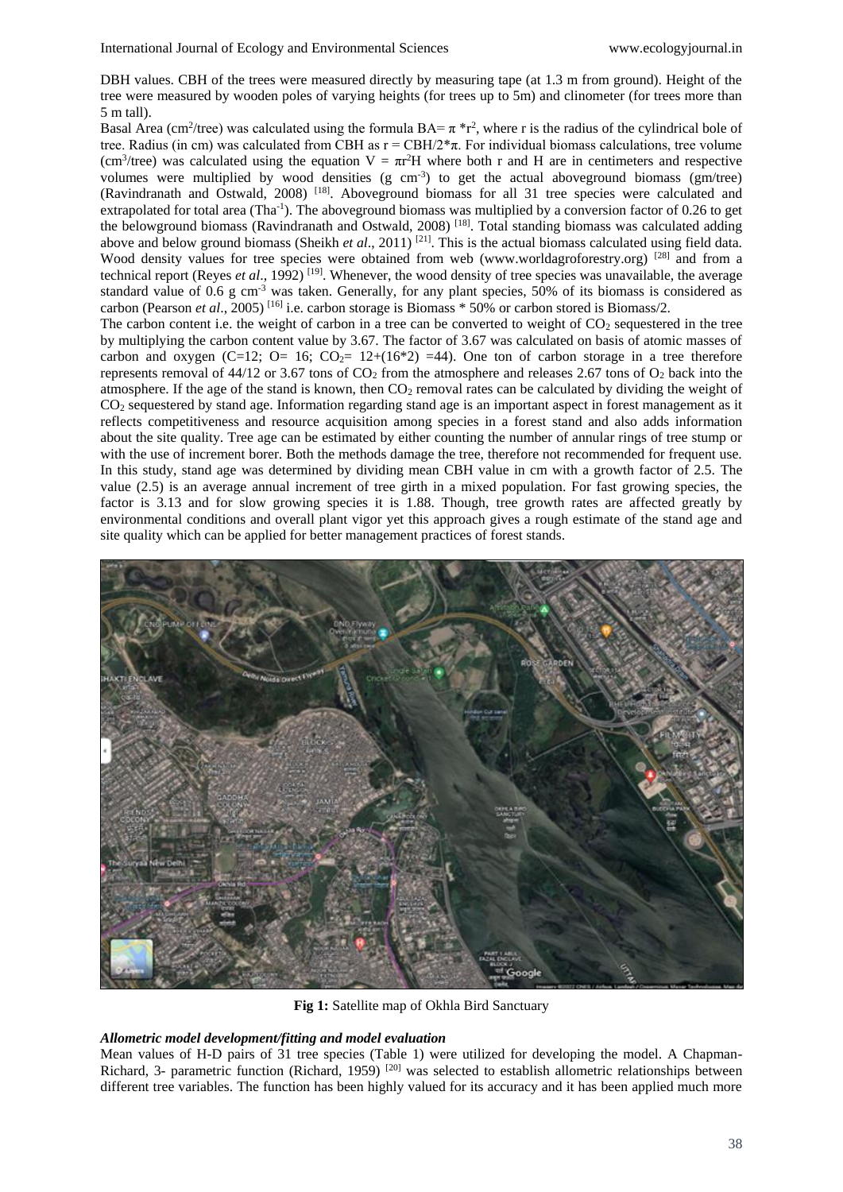DBH values. CBH of the trees were measured directly by measuring tape (at 1.3 m from ground). Height of the tree were measured by wooden poles of varying heights (for trees up to 5m) and clinometer (for trees more than 5 m tall).

Basal Area ($cm^2$/tree) was calculated using the formula BA= $\pi * r^2$, where r is the radius of the cylindrical bole of tree. Radius (in cm) was calculated from CBH as r = CBH/2*$\pi$. For individual biomass calculations, tree volume ($cm^3$/tree) was calculated using the equation $V = \pi r^2 H$ where both r and H are in centimeters and respective volumes were multiplied by wood densities (g $cm^{-3}$) to get the actual aboveground biomass (gm/tree) (Ravindranath and Ostwald, 2008) [18]. Aboveground biomass for all 31 tree species were calculated and extrapolated for total area ($Tha^{-1}$). The aboveground biomass was multiplied by a conversion factor of 0.26 to get the belowground biomass (Ravindranath and Ostwald, 2008) [18]. Total standing biomass was calculated adding above and below ground biomass (Sheikh *et al*., 2011) [21]. This is the actual biomass calculated using field data. Wood density values for tree species were obtained from web (www.worldagroforestry.org) [28] and from a technical report (Reyes *et al*., 1992) [19]. Whenever, the wood density of tree species was unavailable, the average standard value of 0.6 g $cm^{-3}$ was taken. Generally, for any plant species, 50% of its biomass is considered as carbon (Pearson *et al*., 2005) [16] i.e. carbon storage is Biomass * 50% or carbon stored is Biomass/2.

The carbon content i.e. the weight of carbon in a tree can be converted to weight of $CO_2$ sequestered in the tree by multiplying the carbon content value by 3.67. The factor of 3.67 was calculated on basis of atomic masses of carbon and oxygen (C=12; O= 16; $CO_2$= 12+(16*2) =44). One ton of carbon storage in a tree therefore represents removal of 44/12 or 3.67 tons of $CO_2$ from the atmosphere and releases 2.67 tons of $O_2$ back into the atmosphere. If the age of the stand is known, then $CO_2$ removal rates can be calculated by dividing the weight of $CO_2$ sequestered by stand age. Information regarding stand age is an important aspect in forest management as it reflects competitiveness and resource acquisition among species in a forest stand and also adds information about the site quality. Tree age can be estimated by either counting the number of annular rings of tree stump or with the use of increment borer. Both the methods damage the tree, therefore not recommended for frequent use. In this study, stand age was determined by dividing mean CBH value in cm with a growth factor of 2.5. The value (2.5) is an average annual increment of tree girth in a mixed population. For fast growing species, the factor is 3.13 and for slow growing species it is 1.88. Though, tree growth rates are affected greatly by environmental conditions and overall plant vigor yet this approach gives a rough estimate of the stand age and site quality which can be applied for better management practices of forest stands.

**Fig 1:** Satellite map of Okhla Bird Sanctuary

### *Allometric model development/fitting and model evaluation*

Mean values of H-D pairs of 31 tree species (Table 1) were utilized for developing the model. A Chapman-Richard, 3- parametric function (Richard, 1959) [20] was selected to establish allometric relationships between different tree variables. The function has been highly valued for its accuracy and it has been applied much more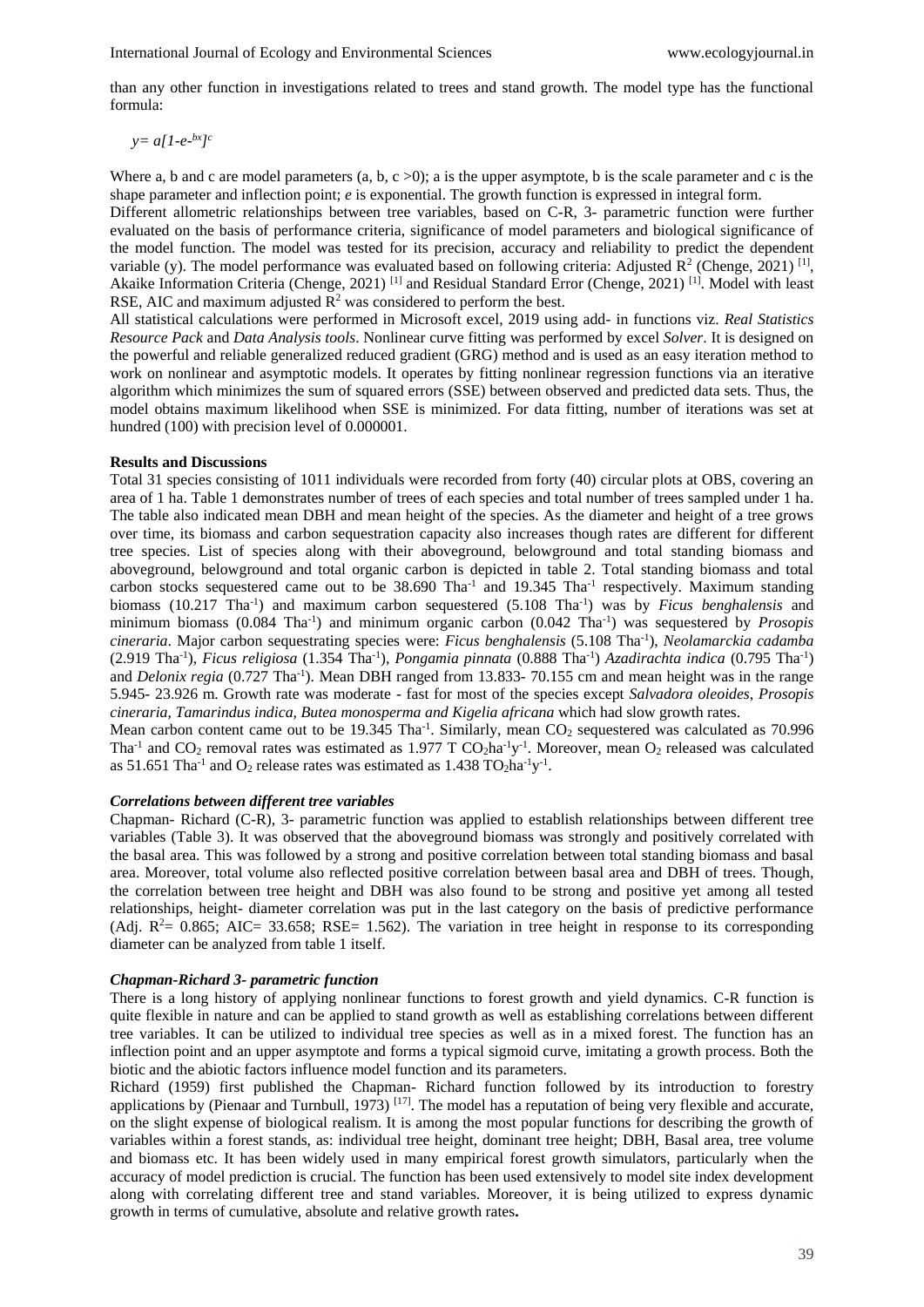than any other function in investigations related to trees and stand growth. The model type has the functional formula:

$$y = a[1 - e^{-bx}]^c$$

Where a, b and c are model parameters (a, b, c >0); a is the upper asymptote, b is the scale parameter and c is the shape parameter and inflection point; *e* is exponential. The growth function is expressed in integral form.

Different allometric relationships between tree variables, based on C-R, 3- parametric function were further evaluated on the basis of performance criteria, significance of model parameters and biological significance of the model function. The model was tested for its precision, accuracy and reliability to predict the dependent variable (y). The model performance was evaluated based on following criteria: Adjusted $R^2$ (Chenge, 2021) [1], Akaike Information Criteria (Chenge, 2021) [1] and Residual Standard Error (Chenge, 2021) [1]. Model with least RSE, AIC and maximum adjusted $R^2$ was considered to perform the best.

All statistical calculations were performed in Microsoft excel, 2019 using add- in functions viz. *Real Statistics Resource Pack* and *Data Analysis tools*. Nonlinear curve fitting was performed by excel *Solver*. It is designed on the powerful and reliable generalized reduced gradient (GRG) method and is used as an easy iteration method to work on nonlinear and asymptotic models. It operates by fitting nonlinear regression functions via an iterative algorithm which minimizes the sum of squared errors (SSE) between observed and predicted data sets. Thus, the model obtains maximum likelihood when SSE is minimized. For data fitting, number of iterations was set at hundred (100) with precision level of 0.000001.

**Results and Discussions**

Total 31 species consisting of 1011 individuals were recorded from forty (40) circular plots at OBS, covering an area of 1 ha. Table 1 demonstrates number of trees of each species and total number of trees sampled under 1 ha. The table also indicated mean DBH and mean height of the species. As the diameter and height of a tree grows over time, its biomass and carbon sequestration capacity also increases though rates are different for different tree species. List of species along with their aboveground, belowground and total standing biomass and aboveground, belowground and total organic carbon is depicted in table 2. Total standing biomass and total carbon stocks sequestered came out to be 38.690 $Tha^{-1}$ and 19.345 $Tha^{-1}$ respectively. Maximum standing biomass (10.217 $Tha^{-1}$) and maximum carbon sequestered (5.108 $Tha^{-1}$) was by *Ficus benghalensis* and minimum biomass (0.084 $Tha^{-1}$) and minimum organic carbon (0.042 $Tha^{-1}$) was sequestered by *Prosopis cineraria*. Major carbon sequestrating species were: *Ficus benghalensis* (5.108 $Tha^{-1}$), *Neolamarckia cadamba* (2.919 $Tha^{-1}$), *Ficus religiosa* (1.354 $Tha^{-1}$), *Pongamia pinnata* (0.888 $Tha^{-1}$) *Azadirachta indica* (0.795 $Tha^{-1}$) and *Delonix regia* (0.727 $Tha^{-1}$). Mean DBH ranged from 13.833- 70.155 cm and mean height was in the range 5.945- 23.926 m. Growth rate was moderate - fast for most of the species except *Salvadora oleoides*, *Prosopis cineraria*, *Tamarindus indica, Butea monosperma and Kigelia africana* which had slow growth rates.

Mean carbon content came out to be 19.345 $Tha^{-1}$. Similarly, mean $CO_2$ sequestered was calculated as 70.996 $Tha^{-1}$ and $CO_2$ removal rates was estimated as 1.977 T $CO_2ha^{-1}y^{-1}$. Moreover, mean $O_2$ released was calculated as 51.651 $Tha^{-1}$ and $O_2$ release rates was estimated as 1.438 $TO_2ha^{-1}y^{-1}$.

***Correlations between different tree variables***

Chapman- Richard (C-R), 3- parametric function was applied to establish relationships between different tree variables (Table 3). It was observed that the aboveground biomass was strongly and positively correlated with the basal area. This was followed by a strong and positive correlation between total standing biomass and basal area. Moreover, total volume also reflected positive correlation between basal area and DBH of trees. Though, the correlation between tree height and DBH was also found to be strong and positive yet among all tested relationships, height- diameter correlation was put in the last category on the basis of predictive performance (Adj. $R^2$= 0.865; AIC= 33.658; RSE= 1.562). The variation in tree height in response to its corresponding diameter can be analyzed from table 1 itself.

***Chapman-Richard 3- parametric function***

There is a long history of applying nonlinear functions to forest growth and yield dynamics. C-R function is quite flexible in nature and can be applied to stand growth as well as establishing correlations between different tree variables. It can be utilized to individual tree species as well as in a mixed forest. The function has an inflection point and an upper asymptote and forms a typical sigmoid curve, imitating a growth process. Both the biotic and the abiotic factors influence model function and its parameters.

Richard (1959) first published the Chapman- Richard function followed by its introduction to forestry applications by (Pienaar and Turnbull, 1973) [17]. The model has a reputation of being very flexible and accurate, on the slight expense of biological realism. It is among the most popular functions for describing the growth of variables within a forest stands, as: individual tree height, dominant tree height; DBH, Basal area, tree volume and biomass etc. It has been widely used in many empirical forest growth simulators, particularly when the accuracy of model prediction is crucial. The function has been used extensively to model site index development along with correlating different tree and stand variables. Moreover, it is being utilized to express dynamic growth in terms of cumulative, absolute and relative growth rates**.**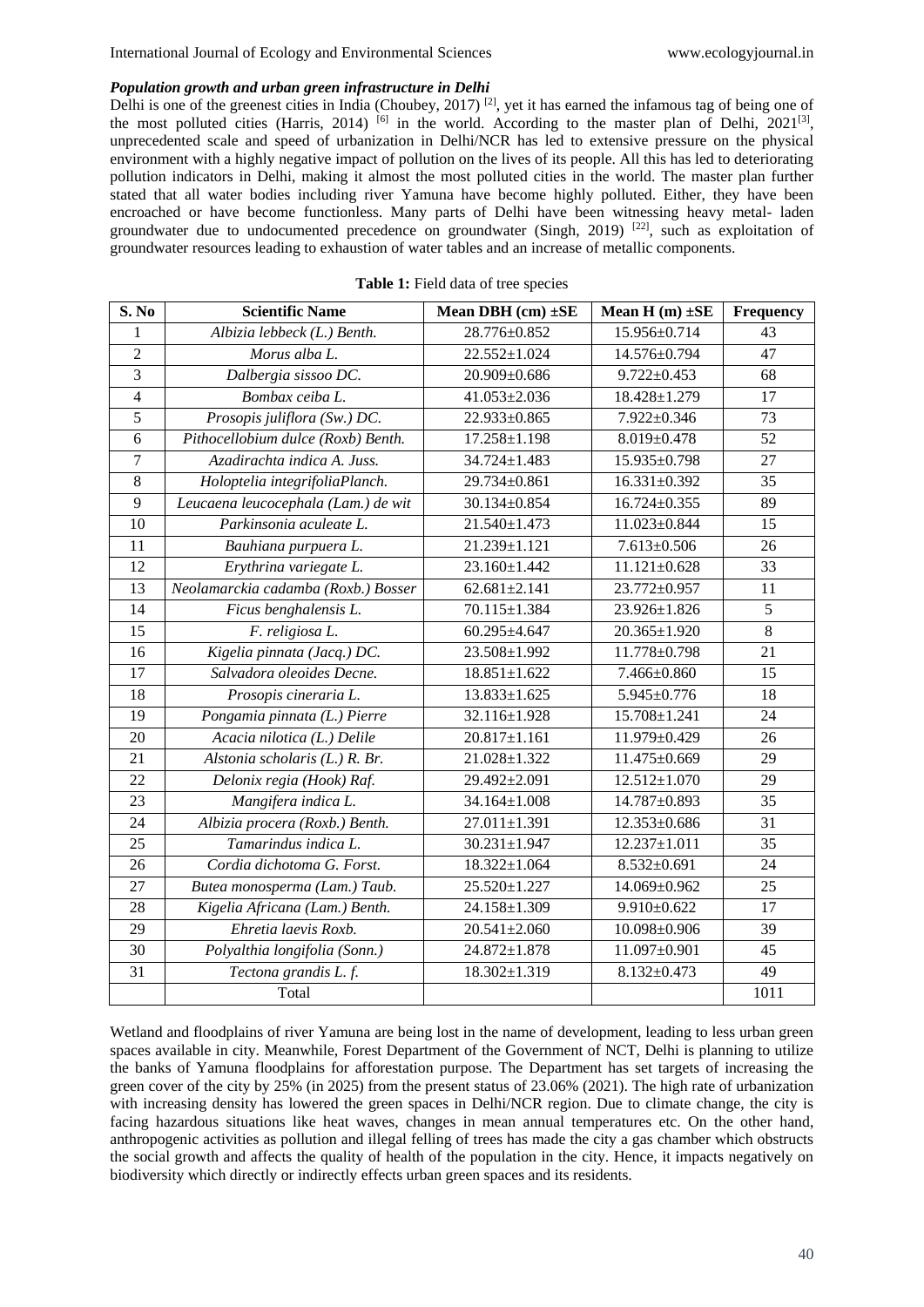### *Population growth and urban green infrastructure in Delhi*

Delhi is one of the greenest cities in India (Choubey, 2017) [2], yet it has earned the infamous tag of being one of the most polluted cities (Harris, 2014) [6] in the world. According to the master plan of Delhi, 2021[3], unprecedented scale and speed of urbanization in Delhi/NCR has led to extensive pressure on the physical environment with a highly negative impact of pollution on the lives of its people. All this has led to deteriorating pollution indicators in Delhi, making it almost the most polluted cities in the world. The master plan further stated that all water bodies including river Yamuna have become highly polluted. Either, they have been encroached or have become functionless. Many parts of Delhi have been witnessing heavy metal- laden groundwater due to undocumented precedence on groundwater (Singh, 2019) [22], such as exploitation of groundwater resources leading to exhaustion of water tables and an increase of metallic components.

**Table 1:** Field data of tree species

| S. No | Scientific Name | Mean DBH (cm) ±SE | Mean H (m) ±SE | Frequency |
|---|---|---|---|---|
| 1 | *Albizia lebbeck (L.) Benth.* | 28.776±0.852 | 15.956±0.714 | 43 |
| 2 | *Morus alba L.* | 22.552±1.024 | 14.576±0.794 | 47 |
| 3 | *Dalbergia sissoo DC.* | 20.909±0.686 | 9.722±0.453 | 68 |
| 4 | *Bombax ceiba L.* | 41.053±2.036 | 18.428±1.279 | 17 |
| 5 | *Prosopis juliflora (Sw.) DC.* | 22.933±0.865 | 7.922±0.346 | 73 |
| 6 | *Pithocellobium dulce (Roxb) Benth.* | 17.258±1.198 | 8.019±0.478 | 52 |
| 7 | *Azadirachta indica A. Juss.* | 34.724±1.483 | 15.935±0.798 | 27 |
| 8 | *Holoptelia integrifoliaPlanch.* | 29.734±0.861 | 16.331±0.392 | 35 |
| 9 | *Leucaena leucocephala (Lam.) de wit* | 30.134±0.854 | 16.724±0.355 | 89 |
| 10 | *Parkinsonia aculeate L.* | 21.540±1.473 | 11.023±0.844 | 15 |
| 11 | *Bauhiana purpuera L.* | 21.239±1.121 | 7.613±0.506 | 26 |
| 12 | *Erythrina variegate L.* | 23.160±1.442 | 11.121±0.628 | 33 |
| 13 | *Neolamarckia cadamba (Roxb.) Bosser* | 62.681±2.141 | 23.772±0.957 | 11 |
| 14 | *Ficus benghalensis L.* | 70.115±1.384 | 23.926±1.826 | 5 |
| 15 | *F. religiosa L.* | 60.295±4.647 | 20.365±1.920 | 8 |
| 16 | *Kigelia pinnata (Jacq.) DC.* | 23.508±1.992 | 11.778±0.798 | 21 |
| 17 | *Salvadora oleoides Decne.* | 18.851±1.622 | 7.466±0.860 | 15 |
| 18 | *Prosopis cineraria L.* | 13.833±1.625 | 5.945±0.776 | 18 |
| 19 | *Pongamia pinnata (L.) Pierre* | 32.116±1.928 | 15.708±1.241 | 24 |
| 20 | *Acacia nilotica (L.) Delile* | 20.817±1.161 | 11.979±0.429 | 26 |
| 21 | *Alstonia scholaris (L.) R. Br.* | 21.028±1.322 | 11.475±0.669 | 29 |
| 22 | *Delonix regia (Hook) Raf.* | 29.492±2.091 | 12.512±1.070 | 29 |
| 23 | *Mangifera indica L.* | 34.164±1.008 | 14.787±0.893 | 35 |
| 24 | *Albizia procera (Roxb.) Benth.* | 27.011±1.391 | 12.353±0.686 | 31 |
| 25 | *Tamarindus indica L.* | 30.231±1.947 | 12.237±1.011 | 35 |
| 26 | *Cordia dichotoma G. Forst.* | 18.322±1.064 | 8.532±0.691 | 24 |
| 27 | *Butea monosperma (Lam.) Taub.* | 25.520±1.227 | 14.069±0.962 | 25 |
| 28 | *Kigelia Africana (Lam.) Benth.* | 24.158±1.309 | 9.910±0.622 | 17 |
| 29 | *Ehretia laevis Roxb.* | 20.541±2.060 | 10.098±0.906 | 39 |
| 30 | *Polyalthia longifolia (Sonn.)* | 24.872±1.878 | 11.097±0.901 | 45 |
| 31 | *Tectona grandis L. f.* | 18.302±1.319 | 8.132±0.473 | 49 |
| | Total | | | 1011 |

Wetland and floodplains of river Yamuna are being lost in the name of development, leading to less urban green spaces available in city. Meanwhile, Forest Department of the Government of NCT, Delhi is planning to utilize the banks of Yamuna floodplains for afforestation purpose. The Department has set targets of increasing the green cover of the city by 25% (in 2025) from the present status of 23.06% (2021). The high rate of urbanization with increasing density has lowered the green spaces in Delhi/NCR region. Due to climate change, the city is facing hazardous situations like heat waves, changes in mean annual temperatures etc. On the other hand, anthropogenic activities as pollution and illegal felling of trees has made the city a gas chamber which obstructs the social growth and affects the quality of health of the population in the city. Hence, it impacts negatively on biodiversity which directly or indirectly effects urban green spaces and its residents.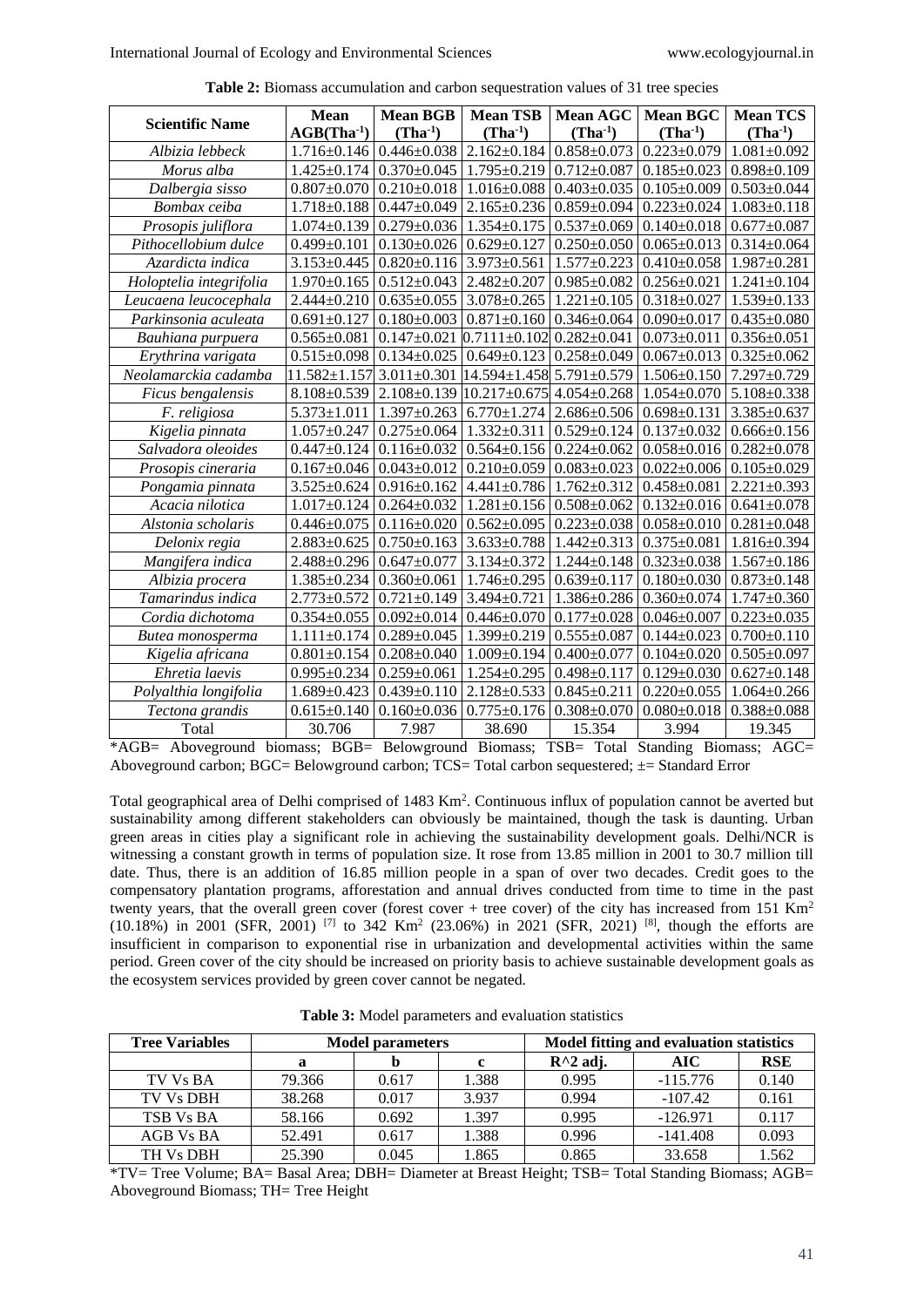**Table 2:** Biomass accumulation and carbon sequestration values of 31 tree species

| Scientific Name | Mean AGB($Tha^{-1}$) | Mean BGB ($Tha^{-1}$) | Mean TSB ($Tha^{-1}$) | Mean AGC ($Tha^{-1}$) | Mean BGC ($Tha^{-1}$) | Mean TCS ($Tha^{-1}$) |
|---|---|---|---|---|---|---|
| *Albizia lebbeck* | 1.716±0.146 | 0.446±0.038 | 2.162±0.184 | 0.858±0.073 | 0.223±0.079 | 1.081±0.092 |
| *Morus alba* | 1.425±0.174 | 0.370±0.045 | 1.795±0.219 | 0.712±0.087 | 0.185±0.023 | 0.898±0.109 |
| *Dalbergia sisso* | 0.807±0.070 | 0.210±0.018 | 1.016±0.088 | 0.403±0.035 | 0.105±0.009 | 0.503±0.044 |
| *Bombax ceiba* | 1.718±0.188 | 0.447±0.049 | 2.165±0.236 | 0.859±0.094 | 0.223±0.024 | 1.083±0.118 |
| *Prosopis juliflora* | 1.074±0.139 | 0.279±0.036 | 1.354±0.175 | 0.537±0.069 | 0.140±0.018 | 0.677±0.087 |
| *Pithocellobium dulce* | 0.499±0.101 | 0.130±0.026 | 0.629±0.127 | 0.250±0.050 | 0.065±0.013 | 0.314±0.064 |
| *Azardicta indica* | 3.153±0.445 | 0.820±0.116 | 3.973±0.561 | 1.577±0.223 | 0.410±0.058 | 1.987±0.281 |
| *Holoptelia integrifolia* | 1.970±0.165 | 0.512±0.043 | 2.482±0.207 | 0.985±0.082 | 0.256±0.021 | 1.241±0.104 |
| *Leucaena leucocephala* | 2.444±0.210 | 0.635±0.055 | 3.078±0.265 | 1.221±0.105 | 0.318±0.027 | 1.539±0.133 |
| *Parkinsonia aculeata* | 0.691±0.127 | 0.180±0.003 | 0.871±0.160 | 0.346±0.064 | 0.090±0.017 | 0.435±0.080 |
| *Bauhiana purpuera* | 0.565±0.081 | 0.147±0.021 | 0.7111±0.102 | 0.282±0.041 | 0.073±0.011 | 0.356±0.051 |
| *Erythrina varigata* | 0.515±0.098 | 0.134±0.025 | 0.649±0.123 | 0.258±0.049 | 0.067±0.013 | 0.325±0.062 |
| *Neolamarckia cadamba* | 11.582±1.157 | 3.011±0.301 | 14.594±1.458 | 5.791±0.579 | 1.506±0.150 | 7.297±0.729 |
| *Ficus bengalensis* | 8.108±0.539 | 2.108±0.139 | 10.217±0.675 | 4.054±0.268 | 1.054±0.070 | 5.108±0.338 |
| *F. religiosa* | 5.373±1.011 | 1.397±0.263 | 6.770±1.274 | 2.686±0.506 | 0.698±0.131 | 3.385±0.637 |
| *Kigelia pinnata* | 1.057±0.247 | 0.275±0.064 | 1.332±0.311 | 0.529±0.124 | 0.137±0.032 | 0.666±0.156 |
| *Salvadora oleoides* | 0.447±0.124 | 0.116±0.032 | 0.564±0.156 | 0.224±0.062 | 0.058±0.016 | 0.282±0.078 |
| *Prosopis cineraria* | 0.167±0.046 | 0.043±0.012 | 0.210±0.059 | 0.083±0.023 | 0.022±0.006 | 0.105±0.029 |
| *Pongamia pinnata* | 3.525±0.624 | 0.916±0.162 | 4.441±0.786 | 1.762±0.312 | 0.458±0.081 | 2.221±0.393 |
| *Acacia nilotica* | 1.017±0.124 | 0.264±0.032 | 1.281±0.156 | 0.508±0.062 | 0.132±0.016 | 0.641±0.078 |
| *Alstonia scholaris* | 0.446±0.075 | 0.116±0.020 | 0.562±0.095 | 0.223±0.038 | 0.058±0.010 | 0.281±0.048 |
| *Delonix regia* | 2.883±0.625 | 0.750±0.163 | 3.633±0.788 | 1.442±0.313 | 0.375±0.081 | 1.816±0.394 |
| *Mangifera indica* | 2.488±0.296 | 0.647±0.077 | 3.134±0.372 | 1.244±0.148 | 0.323±0.038 | 1.567±0.186 |
| *Albizia procera* | 1.385±0.234 | 0.360±0.061 | 1.746±0.295 | 0.639±0.117 | 0.180±0.030 | 0.873±0.148 |
| *Tamarindus indica* | 2.773±0.572 | 0.721±0.149 | 3.494±0.721 | 1.386±0.286 | 0.360±0.074 | 1.747±0.360 |
| *Cordia dichotoma* | 0.354±0.055 | 0.092±0.014 | 0.446±0.070 | 0.177±0.028 | 0.046±0.007 | 0.223±0.035 |
| *Butea monosperma* | 1.111±0.174 | 0.289±0.045 | 1.399±0.219 | 0.555±0.087 | 0.144±0.023 | 0.700±0.110 |
| *Kigelia africana* | 0.801±0.154 | 0.208±0.040 | 1.009±0.194 | 0.400±0.077 | 0.104±0.020 | 0.505±0.097 |
| *Ehretia laevis* | 0.995±0.234 | 0.259±0.061 | 1.254±0.295 | 0.498±0.117 | 0.129±0.030 | 0.627±0.148 |
| *Polyalthia longifolia* | 1.689±0.423 | 0.439±0.110 | 2.128±0.533 | 0.845±0.211 | 0.220±0.055 | 1.064±0.266 |
| *Tectona grandis* | 0.615±0.140 | 0.160±0.036 | 0.775±0.176 | 0.308±0.070 | 0.080±0.018 | 0.388±0.088 |
| Total | 30.706 | 7.987 | 38.690 | 15.354 | 3.994 | 19.345 |

*AGB= Aboveground biomass; BGB= Belowground Biomass; TSB= Total Standing Biomass; AGC= Aboveground carbon; BGC= Belowground carbon; TCS= Total carbon sequestered; ±= Standard Error

Total geographical area of Delhi comprised of 1483 $Km^2$. Continuous influx of population cannot be averted but sustainability among different stakeholders can obviously be maintained, though the task is daunting. Urban green areas in cities play a significant role in achieving the sustainability development goals. Delhi/NCR is witnessing a constant growth in terms of population size. It rose from 13.85 million in 2001 to 30.7 million till date. Thus, there is an addition of 16.85 million people in a span of over two decades. Credit goes to the compensatory plantation programs, afforestation and annual drives conducted from time to time in the past twenty years, that the overall green cover (forest cover + tree cover) of the city has increased from 151 $Km^2$ (10.18%) in 2001 (SFR, 2001) [7] to 342 $Km^2$ (23.06%) in 2021 (SFR, 2021) [8], though the efforts are insufficient in comparison to exponential rise in urbanization and developmental activities within the same period. Green cover of the city should be increased on priority basis to achieve sustainable development goals as the ecosystem services provided by green cover cannot be negated.

**Table 3:** Model parameters and evaluation statistics

| Tree Variables | Model parameters | | | Model fitting and evaluation statistics | | |
|---|---|---|---|---|---|---|
| | a | b | c | $R^2$ adj. | AIC | RSE |
| TV Vs BA | 79.366 | 0.617 | 1.388 | 0.995 | -115.776 | 0.140 |
| TV Vs DBH | 38.268 | 0.017 | 3.937 | 0.994 | -107.42 | 0.161 |
| TSB Vs BA | 58.166 | 0.692 | 1.397 | 0.995 | -126.971 | 0.117 |
| AGB Vs BA | 52.491 | 0.617 | 1.388 | 0.996 | -141.408 | 0.093 |
| TH Vs DBH | 25.390 | 0.045 | 1.865 | 0.865 | 33.658 | 1.562 |

*TV= Tree Volume; BA= Basal Area; DBH= Diameter at Breast Height; TSB= Total Standing Biomass; AGB= Aboveground Biomass; TH= Tree Height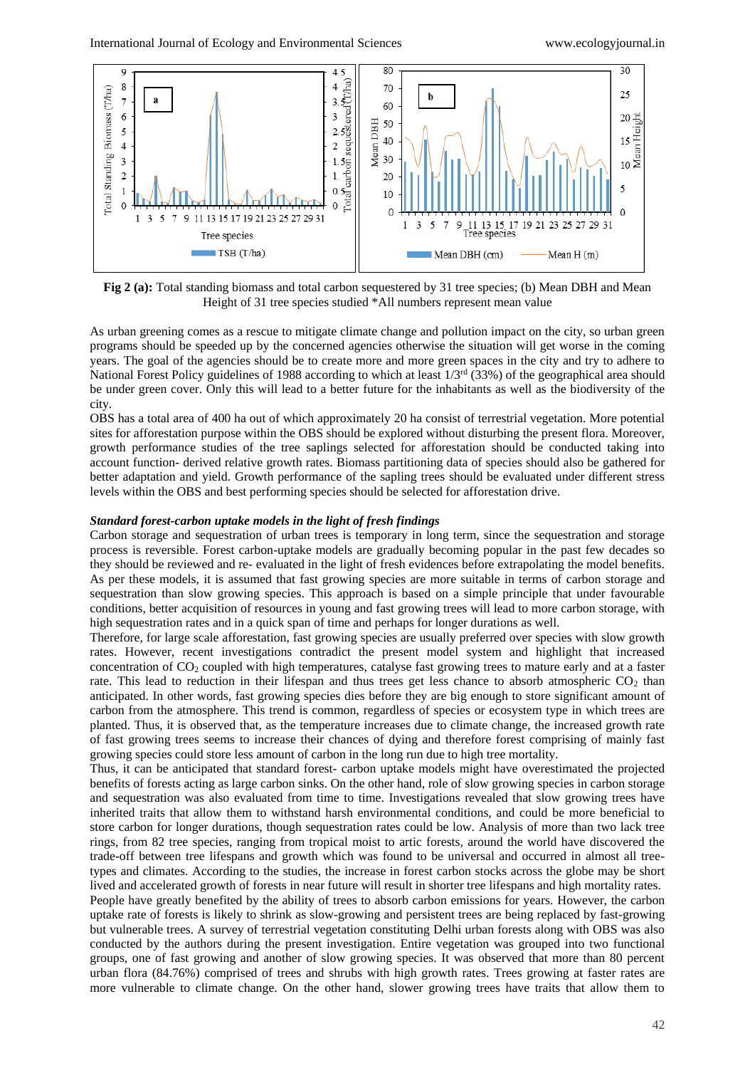a

Total Standing Biomass (T/ha)

Total carbon sequestered (T/ha)

9 8 7 6 5 4 3 2 1 0

4.5 4 3.5 3 2.5 2 1.5 1 0.5 0

1 3 5 7 9 11 13 15 17 19 21 23 25 27 29 31

Tree species

TSB (T/ha)

b

Mean DBH

Mean Height

80 70 60 50 40 30 20 10 0

30 25 20 15 10 5 0

1 3 5 7 9 11 13 15 17 19 21 23 25 27 29 31

Tree species

Mean DBH (cm)

Mean H (m)

**Fig 2 (a):** Total standing biomass and total carbon sequestered by 31 tree species; (b) Mean DBH and Mean Height of 31 tree species studied *All numbers represent mean value

As urban greening comes as a rescue to mitigate climate change and pollution impact on the city, so urban green programs should be speeded up by the concerned agencies otherwise the situation will get worse in the coming years. The goal of the agencies should be to create more and more green spaces in the city and try to adhere to National Forest Policy guidelines of 1988 according to which at least 1/3rd (33%) of the geographical area should be under green cover. Only this will lead to a better future for the inhabitants as well as the biodiversity of the city.

OBS has a total area of 400 ha out of which approximately 20 ha consist of terrestrial vegetation. More potential sites for afforestation purpose within the OBS should be explored without disturbing the present flora. Moreover, growth performance studies of the tree saplings selected for afforestation should be conducted taking into account function- derived relative growth rates. Biomass partitioning data of species should also be gathered for better adaptation and yield. Growth performance of the sapling trees should be evaluated under different stress levels within the OBS and best performing species should be selected for afforestation drive.

***Standard forest-carbon uptake models in the light of fresh findings***

Carbon storage and sequestration of urban trees is temporary in long term, since the sequestration and storage process is reversible. Forest carbon-uptake models are gradually becoming popular in the past few decades so they should be reviewed and re- evaluated in the light of fresh evidences before extrapolating the model benefits. As per these models, it is assumed that fast growing species are more suitable in terms of carbon storage and sequestration than slow growing species. This approach is based on a simple principle that under favourable conditions, better acquisition of resources in young and fast growing trees will lead to more carbon storage, with high sequestration rates and in a quick span of time and perhaps for longer durations as well.

Therefore, for large scale afforestation, fast growing species are usually preferred over species with slow growth rates. However, recent investigations contradict the present model system and highlight that increased concentration of $CO_2$ coupled with high temperatures, catalyse fast growing trees to mature early and at a faster rate. This lead to reduction in their lifespan and thus trees get less chance to absorb atmospheric $CO_2$ than anticipated. In other words, fast growing species dies before they are big enough to store significant amount of carbon from the atmosphere. This trend is common, regardless of species or ecosystem type in which trees are planted. Thus, it is observed that, as the temperature increases due to climate change, the increased growth rate of fast growing trees seems to increase their chances of dying and therefore forest comprising of mainly fast growing species could store less amount of carbon in the long run due to high tree mortality.

Thus, it can be anticipated that standard forest- carbon uptake models might have overestimated the projected benefits of forests acting as large carbon sinks. On the other hand, role of slow growing species in carbon storage and sequestration was also evaluated from time to time. Investigations revealed that slow growing trees have inherited traits that allow them to withstand harsh environmental conditions, and could be more beneficial to store carbon for longer durations, though sequestration rates could be low. Analysis of more than two lack tree rings, from 82 tree species, ranging from tropical moist to artic forests, around the world have discovered the trade-off between tree lifespans and growth which was found to be universal and occurred in almost all tree-types and climates. According to the studies, the increase in forest carbon stocks across the globe may be short lived and accelerated growth of forests in near future will result in shorter tree lifespans and high mortality rates.

People have greatly benefited by the ability of trees to absorb carbon emissions for years. However, the carbon uptake rate of forests is likely to shrink as slow-growing and persistent trees are being replaced by fast-growing but vulnerable trees. A survey of terrestrial vegetation constituting Delhi urban forests along with OBS was also conducted by the authors during the present investigation. Entire vegetation was grouped into two functional groups, one of fast growing and another of slow growing species. It was observed that more than 80 percent urban flora (84.76%) comprised of trees and shrubs with high growth rates. Trees growing at faster rates are more vulnerable to climate change. On the other hand, slower growing trees have traits that allow them to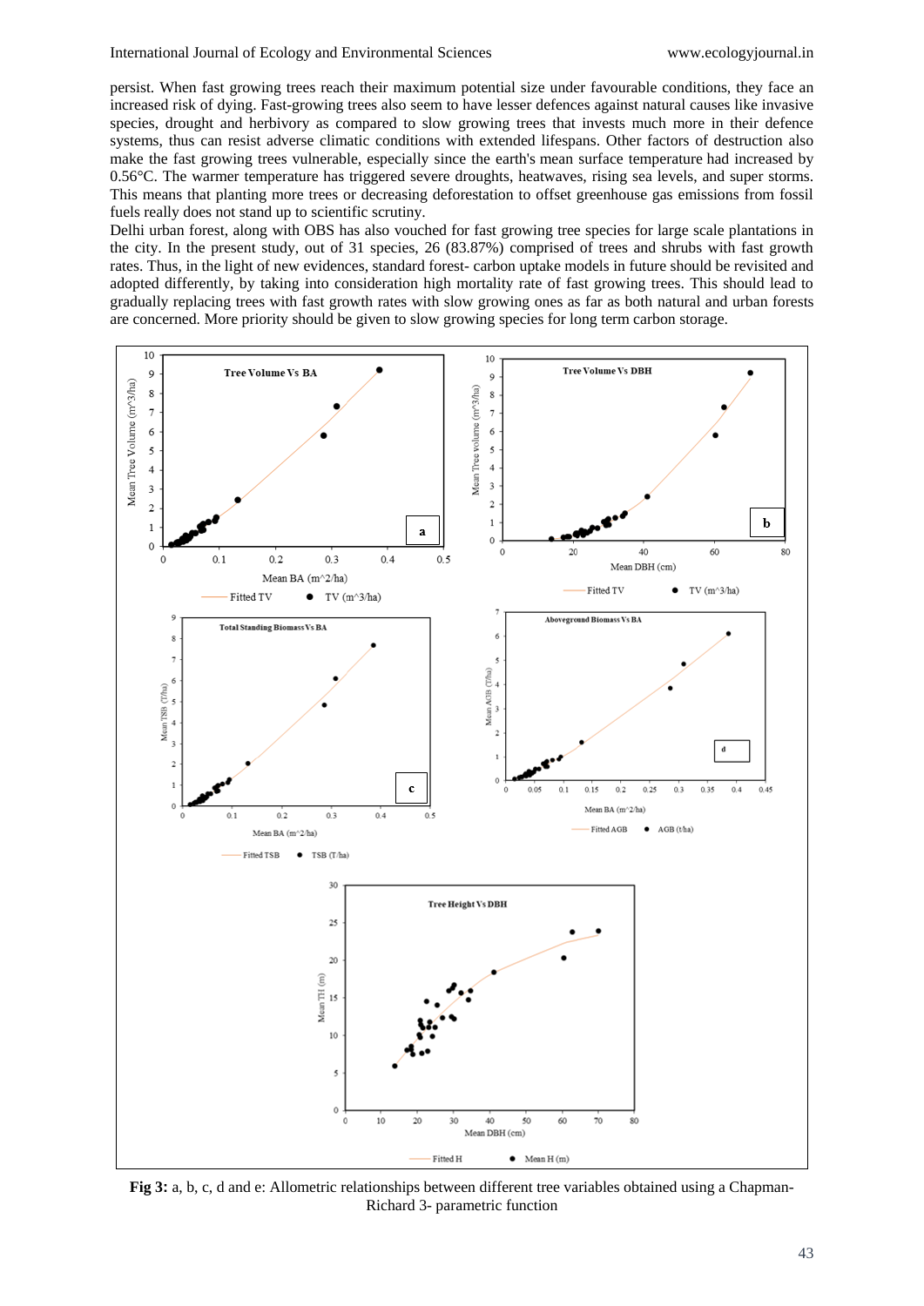persist. When fast growing trees reach their maximum potential size under favourable conditions, they face an increased risk of dying. Fast-growing trees also seem to have lesser defences against natural causes like invasive species, drought and herbivory as compared to slow growing trees that invests much more in their defence systems, thus can resist adverse climatic conditions with extended lifespans. Other factors of destruction also make the fast growing trees vulnerable, especially since the earth's mean surface temperature had increased by 0.56°C. The warmer temperature has triggered severe droughts, heatwaves, rising sea levels, and super storms. This means that planting more trees or decreasing deforestation to offset greenhouse gas emissions from fossil fuels really does not stand up to scientific scrutiny.

Delhi urban forest, along with OBS has also vouched for fast growing tree species for large scale plantations in the city. In the present study, out of 31 species, 26 (83.87%) comprised of trees and shrubs with fast growth rates. Thus, in the light of new evidences, standard forest- carbon uptake models in future should be revisited and adopted differently, by taking into consideration high mortality rate of fast growing trees. This should lead to gradually replacing trees with fast growth rates with slow growing ones as far as both natural and urban forests are concerned. More priority should be given to slow growing species for long term carbon storage.

**Fig 3:** a, b, c, d and e: Allometric relationships between different tree variables obtained using a Chapman-Richard 3- parametric function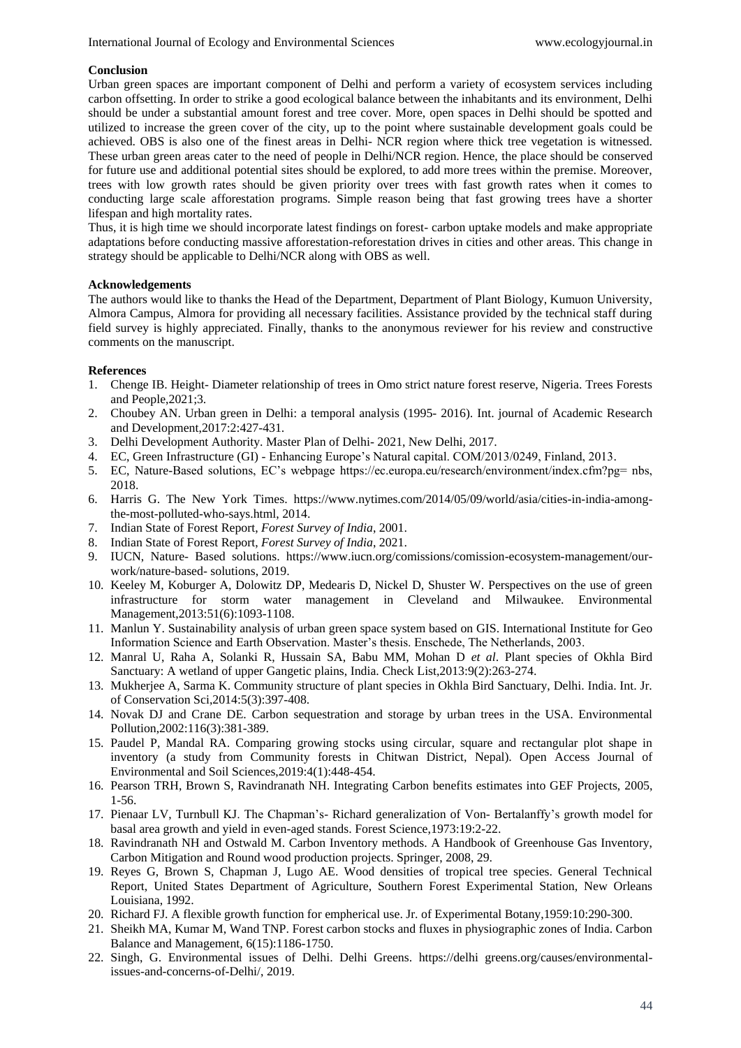**Conclusion**

Urban green spaces are important component of Delhi and perform a variety of ecosystem services including carbon offsetting. In order to strike a good ecological balance between the inhabitants and its environment, Delhi should be under a substantial amount forest and tree cover. More, open spaces in Delhi should be spotted and utilized to increase the green cover of the city, up to the point where sustainable development goals could be achieved. OBS is also one of the finest areas in Delhi- NCR region where thick tree vegetation is witnessed. These urban green areas cater to the need of people in Delhi/NCR region. Hence, the place should be conserved for future use and additional potential sites should be explored, to add more trees within the premise. Moreover, trees with low growth rates should be given priority over trees with fast growth rates when it comes to conducting large scale afforestation programs. Simple reason being that fast growing trees have a shorter lifespan and high mortality rates.

Thus, it is high time we should incorporate latest findings on forest- carbon uptake models and make appropriate adaptations before conducting massive afforestation-reforestation drives in cities and other areas. This change in strategy should be applicable to Delhi/NCR along with OBS as well.

**Acknowledgements**

The authors would like to thanks the Head of the Department, Department of Plant Biology, Kumuon University, Almora Campus, Almora for providing all necessary facilities. Assistance provided by the technical staff during field survey is highly appreciated. Finally, thanks to the anonymous reviewer for his review and constructive comments on the manuscript.

**References**

1. Chenge IB. Height- Diameter relationship of trees in Omo strict nature forest reserve, Nigeria. Trees Forests and People,2021;3.
2. Choubey AN. Urban green in Delhi: a temporal analysis (1995- 2016). Int. journal of Academic Research and Development,2017:2:427-431.
3. Delhi Development Authority. Master Plan of Delhi- 2021, New Delhi, 2017.
4. EC, Green Infrastructure (GI) - Enhancing Europe's Natural capital. COM/2013/0249, Finland, 2013.
5. EC, Nature-Based solutions, EC's webpage https://ec.europa.eu/research/environment/index.cfm?pg= nbs, 2018.
6. Harris G. The New York Times. https://www.nytimes.com/2014/05/09/world/asia/cities-in-india-among-the-most-polluted-who-says.html, 2014.
7. Indian State of Forest Report, *Forest Survey of India*, 2001.
8. Indian State of Forest Report, *Forest Survey of India*, 2021.
9. IUCN, Nature- Based solutions. https://www.iucn.org/comissions/comission-ecosystem-management/our-work/nature-based- solutions, 2019.
10. Keeley M, Koburger A, Dolowitz DP, Medearis D, Nickel D, Shuster W. Perspectives on the use of green infrastructure for storm water management in Cleveland and Milwaukee. Environmental Management,2013:51(6):1093-1108.
11. Manlun Y. Sustainability analysis of urban green space system based on GIS. International Institute for Geo Information Science and Earth Observation. Master's thesis. Enschede, The Netherlands, 2003.
12. Manral U, Raha A, Solanki R, Hussain SA, Babu MM, Mohan D *et al*. Plant species of Okhla Bird Sanctuary: A wetland of upper Gangetic plains, India. Check List,2013:9(2):263-274.
13. Mukherjee A, Sarma K. Community structure of plant species in Okhla Bird Sanctuary, Delhi. India. Int. Jr. of Conservation Sci,2014:5(3):397-408.
14. Novak DJ and Crane DE. Carbon sequestration and storage by urban trees in the USA. Environmental Pollution,2002:116(3):381-389.
15. Paudel P, Mandal RA. Comparing growing stocks using circular, square and rectangular plot shape in inventory (a study from Community forests in Chitwan District, Nepal). Open Access Journal of Environmental and Soil Sciences,2019:4(1):448-454.
16. Pearson TRH, Brown S, Ravindranath NH. Integrating Carbon benefits estimates into GEF Projects, 2005, 1-56.
17. Pienaar LV, Turnbull KJ. The Chapman's- Richard generalization of Von- Bertalanffy's growth model for basal area growth and yield in even-aged stands. Forest Science,1973:19:2-22.
18. Ravindranath NH and Ostwald M. Carbon Inventory methods. A Handbook of Greenhouse Gas Inventory, Carbon Mitigation and Round wood production projects. Springer, 2008, 29.
19. Reyes G, Brown S, Chapman J, Lugo AE. Wood densities of tropical tree species. General Technical Report, United States Department of Agriculture, Southern Forest Experimental Station, New Orleans Louisiana, 1992.
20. Richard FJ. A flexible growth function for empherical use. Jr. of Experimental Botany,1959:10:290-300.
21. Sheikh MA, Kumar M, Wand TNP. Forest carbon stocks and fluxes in physiographic zones of India. Carbon Balance and Management, 6(15):1186-1750.
22. Singh, G. Environmental issues of Delhi. Delhi Greens. https://delhi greens.org/causes/environmental-issues-and-concerns-of-Delhi/, 2019.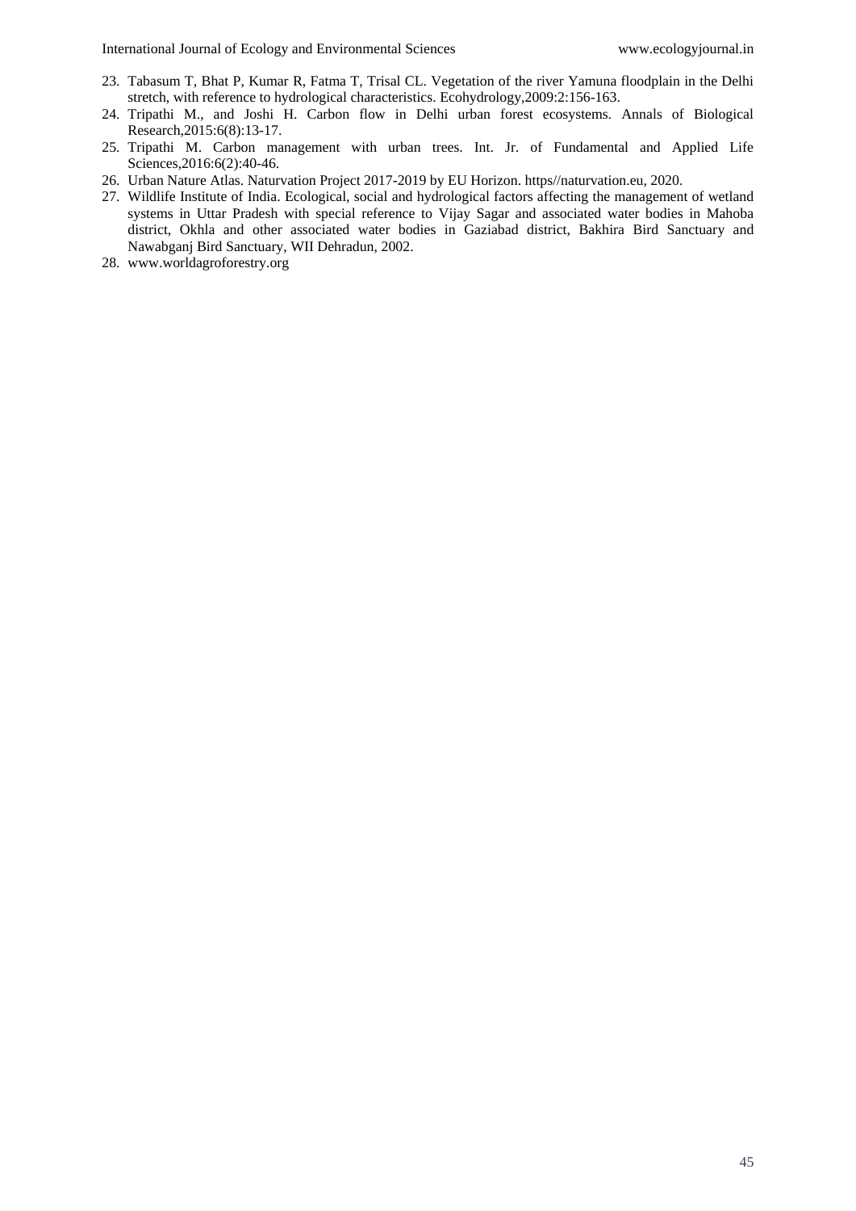23. Tabasum T, Bhat P, Kumar R, Fatma T, Trisal CL. Vegetation of the river Yamuna floodplain in the Delhi stretch, with reference to hydrological characteristics. Ecohydrology,2009:2:156-163.
24. Tripathi M., and Joshi H. Carbon flow in Delhi urban forest ecosystems. Annals of Biological Research,2015:6(8):13-17.
25. Tripathi M. Carbon management with urban trees. Int. Jr. of Fundamental and Applied Life Sciences,2016:6(2):40-46.
26. Urban Nature Atlas. Naturvation Project 2017-2019 by EU Horizon. https//naturvation.eu, 2020.
27. Wildlife Institute of India. Ecological, social and hydrological factors affecting the management of wetland systems in Uttar Pradesh with special reference to Vijay Sagar and associated water bodies in Mahoba district, Okhla and other associated water bodies in Gaziabad district, Bakhira Bird Sanctuary and Nawabganj Bird Sanctuary, WII Dehradun, 2002.
28. www.worldagroforestry.org